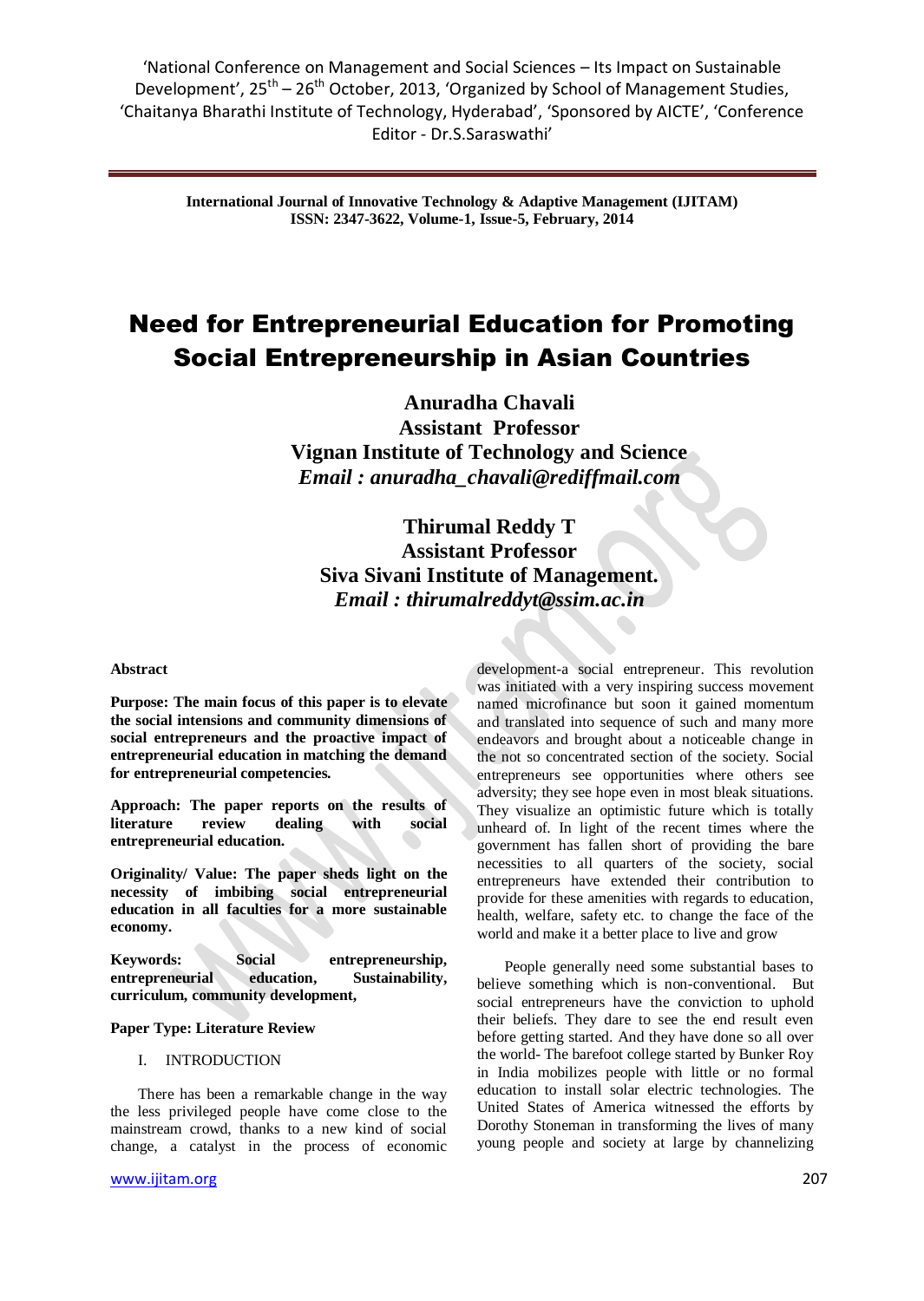# Need for Entrepreneurial Education for Promoting Social Entrepreneurship in Asian Countries

**Anuradha Chavali**
**Assistant Professor**
**Vignan Institute of Technology and Science**
***Email : anuradha_chavali@rediffmail.com***

**Thirumal Reddy T**
**Assistant Professor**
**Siva Sivani Institute of Management.**
***Email : thirumalreddyt@ssim.ac.in***

**Abstract**

**Purpose: The main focus of this paper is to elevate the social intensions and community dimensions of social entrepreneurs and the proactive impact of entrepreneurial education in matching the demand for entrepreneurial competencies.**

**Approach: The paper reports on the results of literature review dealing with social entrepreneurial education.**

**Originality/ Value: The paper sheds light on the necessity of imbibing social entrepreneurial education in all faculties for a more sustainable economy.**

**Keywords: Social entrepreneurship, entrepreneurial education, Sustainability, curriculum, community development,**

**Paper Type: Literature Review**

## I. INTRODUCTION

There has been a remarkable change in the way the less privileged people have come close to the mainstream crowd, thanks to a new kind of social change, a catalyst in the process of economic development-a social entrepreneur. This revolution was initiated with a very inspiring success movement named microfinance but soon it gained momentum and translated into sequence of such and many more endeavors and brought about a noticeable change in the not so concentrated section of the society. Social entrepreneurs see opportunities where others see adversity; they see hope even in most bleak situations. They visualize an optimistic future which is totally unheard of. In light of the recent times where the government has fallen short of providing the bare necessities to all quarters of the society, social entrepreneurs have extended their contribution to provide for these amenities with regards to education, health, welfare, safety etc. to change the face of the world and make it a better place to live and grow

People generally need some substantial bases to believe something which is non-conventional. But social entrepreneurs have the conviction to uphold their beliefs. They dare to see the end result even before getting started. And they have done so all over the world- The barefoot college started by Bunker Roy in India mobilizes people with little or no formal education to install solar electric technologies. The United States of America witnessed the efforts by Dorothy Stoneman in transforming the lives of many young people and society at large by channelizing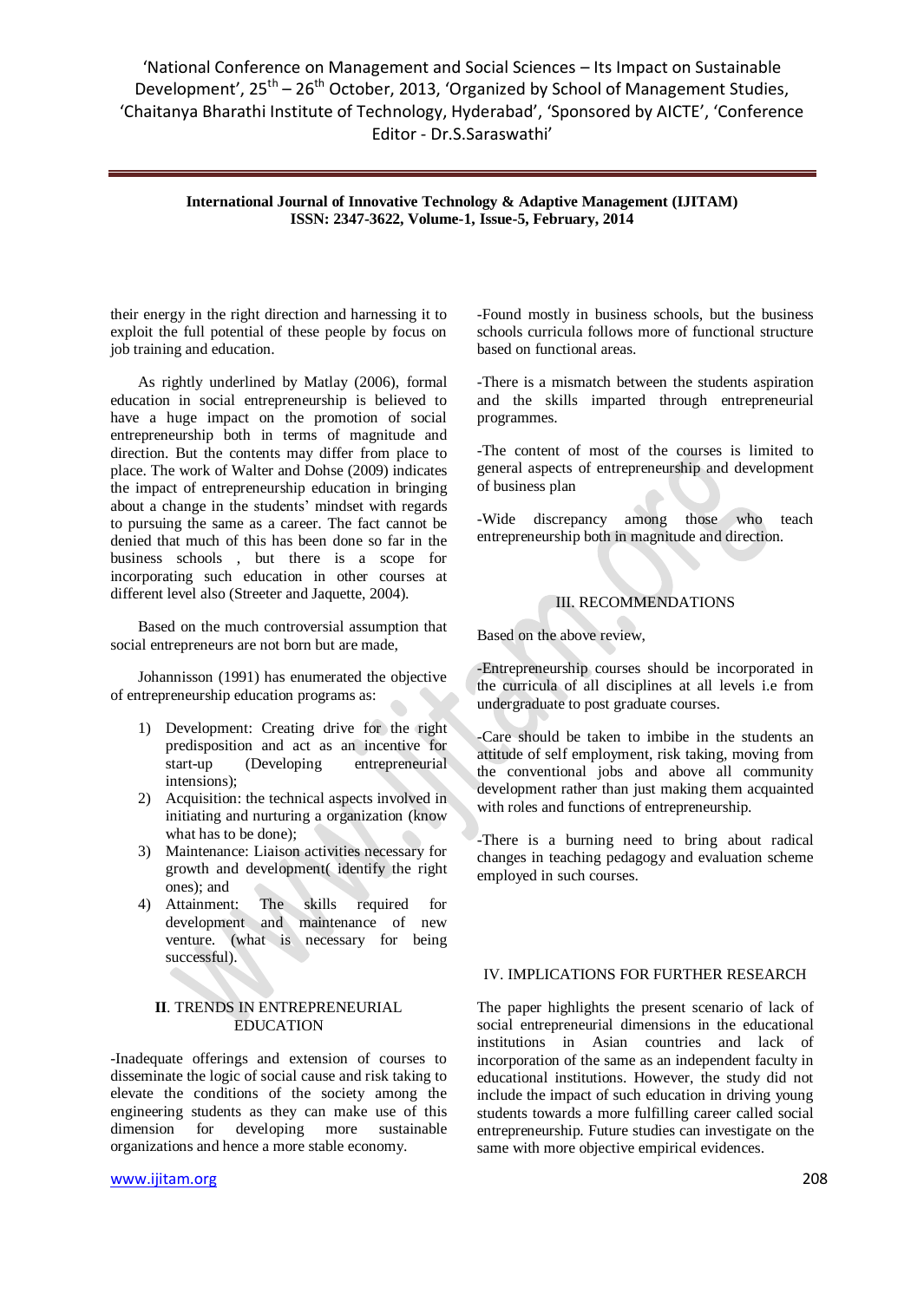their energy in the right direction and harnessing it to exploit the full potential of these people by focus on job training and education.

As rightly underlined by Matlay (2006), formal education in social entrepreneurship is believed to have a huge impact on the promotion of social entrepreneurship both in terms of magnitude and direction. But the contents may differ from place to place. The work of Walter and Dohse (2009) indicates the impact of entrepreneurship education in bringing about a change in the students' mindset with regards to pursuing the same as a career. The fact cannot be denied that much of this has been done so far in the business schools , but there is a scope for incorporating such education in other courses at different level also (Streeter and Jaquette, 2004).

Based on the much controversial assumption that social entrepreneurs are not born but are made,

Johannisson (1991) has enumerated the objective of entrepreneurship education programs as:

1) Development: Creating drive for the right predisposition and act as an incentive for start-up (Developing entrepreneurial intensions);
2) Acquisition: the technical aspects involved in initiating and nurturing a organization (know what has to be done);
3) Maintenance: Liaison activities necessary for growth and development( identify the right ones); and
4) Attainment: The skills required for development and maintenance of new venture. (what is necessary for being successful).

## II. TRENDS IN ENTREPRENEURIAL EDUCATION

-Inadequate offerings and extension of courses to disseminate the logic of social cause and risk taking to elevate the conditions of the society among the engineering students as they can make use of this dimension for developing more sustainable organizations and hence a more stable economy.

-Found mostly in business schools, but the business schools curricula follows more of functional structure based on functional areas.

-There is a mismatch between the students aspiration and the skills imparted through entrepreneurial programmes.

-The content of most of the courses is limited to general aspects of entrepreneurship and development of business plan

-Wide discrepancy among those who teach entrepreneurship both in magnitude and direction.

## III. RECOMMENDATIONS

Based on the above review,

-Entrepreneurship courses should be incorporated in the curricula of all disciplines at all levels i.e from undergraduate to post graduate courses.

-Care should be taken to imbibe in the students an attitude of self employment, risk taking, moving from the conventional jobs and above all community development rather than just making them acquainted with roles and functions of entrepreneurship.

-There is a burning need to bring about radical changes in teaching pedagogy and evaluation scheme employed in such courses.

## IV. IMPLICATIONS FOR FURTHER RESEARCH

The paper highlights the present scenario of lack of social entrepreneurial dimensions in the educational institutions in Asian countries and lack of incorporation of the same as an independent faculty in educational institutions. However, the study did not include the impact of such education in driving young students towards a more fulfilling career called social entrepreneurship. Future studies can investigate on the same with more objective empirical evidences.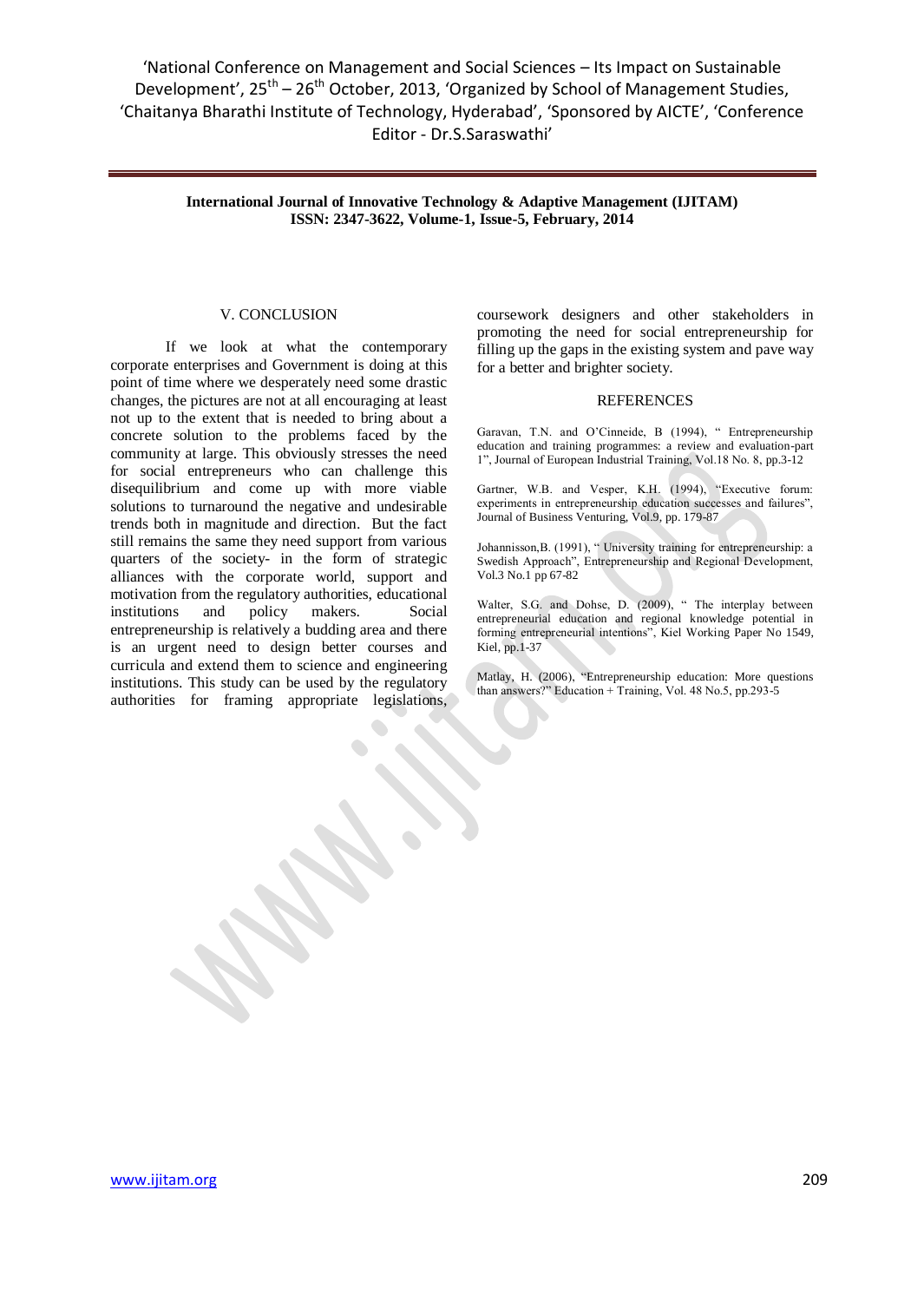## V. CONCLUSION

If we look at what the contemporary corporate enterprises and Government is doing at this point of time where we desperately need some drastic changes, the pictures are not at all encouraging at least not up to the extent that is needed to bring about a concrete solution to the problems faced by the community at large. This obviously stresses the need for social entrepreneurs who can challenge this disequilibrium and come up with more viable solutions to turnaround the negative and undesirable trends both in magnitude and direction. But the fact still remains the same they need support from various quarters of the society- in the form of strategic alliances with the corporate world, support and motivation from the regulatory authorities, educational institutions and policy makers. Social entrepreneurship is relatively a budding area and there is an urgent need to design better courses and curricula and extend them to science and engineering institutions. This study can be used by the regulatory authorities for framing appropriate legislations, coursework designers and other stakeholders in promoting the need for social entrepreneurship for filling up the gaps in the existing system and pave way for a better and brighter society.

## REFERENCES

Garavan, T.N. and O'Cinneide, B (1994), " Entrepreneurship education and training programmes: a review and evaluation-part 1", Journal of European Industrial Training, Vol.18 No. 8, pp.3-12

Gartner, W.B. and Vesper, K.H. (1994), "Executive forum: experiments in entrepreneurship education successes and failures", Journal of Business Venturing, Vol.9, pp. 179-87

Johannisson,B. (1991), " University training for entrepreneurship: a Swedish Approach", Entrepreneurship and Regional Development, Vol.3 No.1 pp 67-82

Walter, S.G. and Dohse, D. (2009), " The interplay between entrepreneurial education and regional knowledge potential in forming entrepreneurial intentions", Kiel Working Paper No 1549, Kiel, pp.1-37

Matlay, H. (2006), "Entrepreneurship education: More questions than answers?" Education + Training, Vol. 48 No.5, pp.293-5